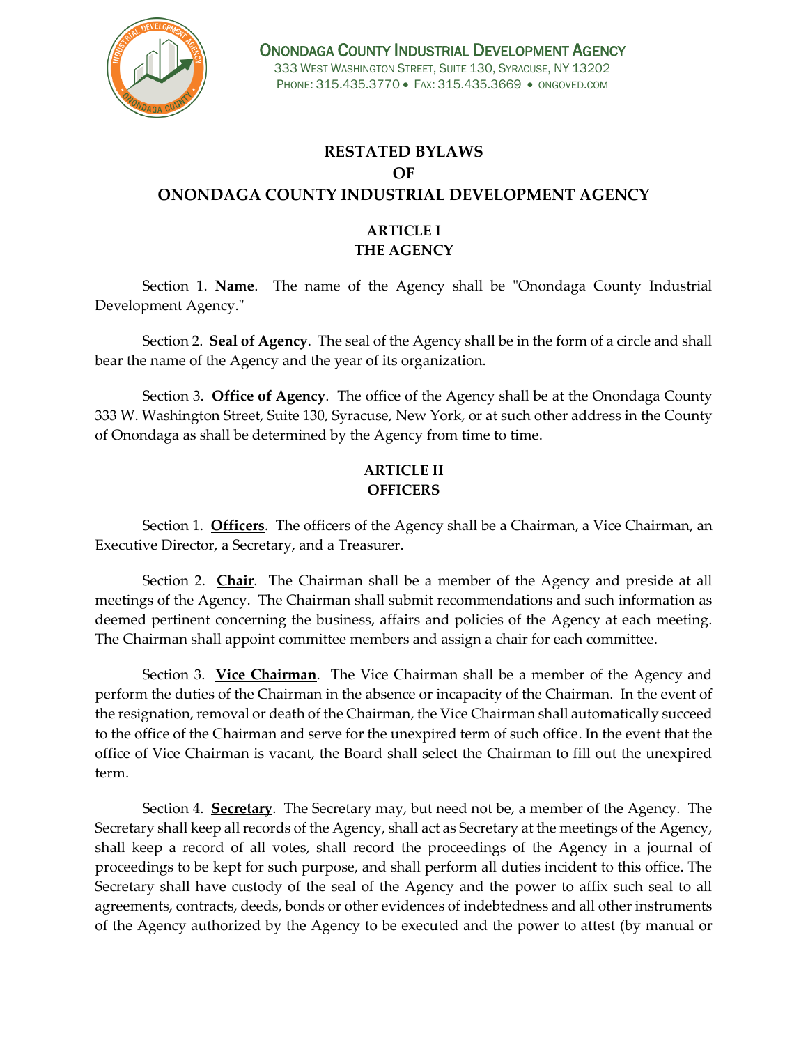ONONDAGA COUNTY INDUSTRIAL DEVELOPMENT AGENCY
333 WEST WASHINGTON STREET, SUITE 130, SYRACUSE, NY 13202
PHONE: 315.435.3770 • FAX: 315.435.3669 • ONGOVED.COM

# RESTATED BYLAWS OF ONONDAGA COUNTY INDUSTRIAL DEVELOPMENT AGENCY

## ARTICLE I THE AGENCY

Section 1. **Name**. The name of the Agency shall be "Onondaga County Industrial Development Agency."

Section 2. **Seal of Agency**. The seal of the Agency shall be in the form of a circle and shall bear the name of the Agency and the year of its organization.

Section 3. **Office of Agency**. The office of the Agency shall be at the Onondaga County 333 W. Washington Street, Suite 130, Syracuse, New York, or at such other address in the County of Onondaga as shall be determined by the Agency from time to time.

## ARTICLE II OFFICERS

Section 1. **Officers**. The officers of the Agency shall be a Chairman, a Vice Chairman, an Executive Director, a Secretary, and a Treasurer.

Section 2. **Chair**. The Chairman shall be a member of the Agency and preside at all meetings of the Agency. The Chairman shall submit recommendations and such information as deemed pertinent concerning the business, affairs and policies of the Agency at each meeting. The Chairman shall appoint committee members and assign a chair for each committee.

Section 3. **Vice Chairman**. The Vice Chairman shall be a member of the Agency and perform the duties of the Chairman in the absence or incapacity of the Chairman. In the event of the resignation, removal or death of the Chairman, the Vice Chairman shall automatically succeed to the office of the Chairman and serve for the unexpired term of such office. In the event that the office of Vice Chairman is vacant, the Board shall select the Chairman to fill out the unexpired term.

Section 4. **Secretary**. The Secretary may, but need not be, a member of the Agency. The Secretary shall keep all records of the Agency, shall act as Secretary at the meetings of the Agency, shall keep a record of all votes, shall record the proceedings of the Agency in a journal of proceedings to be kept for such purpose, and shall perform all duties incident to this office. The Secretary shall have custody of the seal of the Agency and the power to affix such seal to all agreements, contracts, deeds, bonds or other evidences of indebtedness and all other instruments of the Agency authorized by the Agency to be executed and the power to attest (by manual or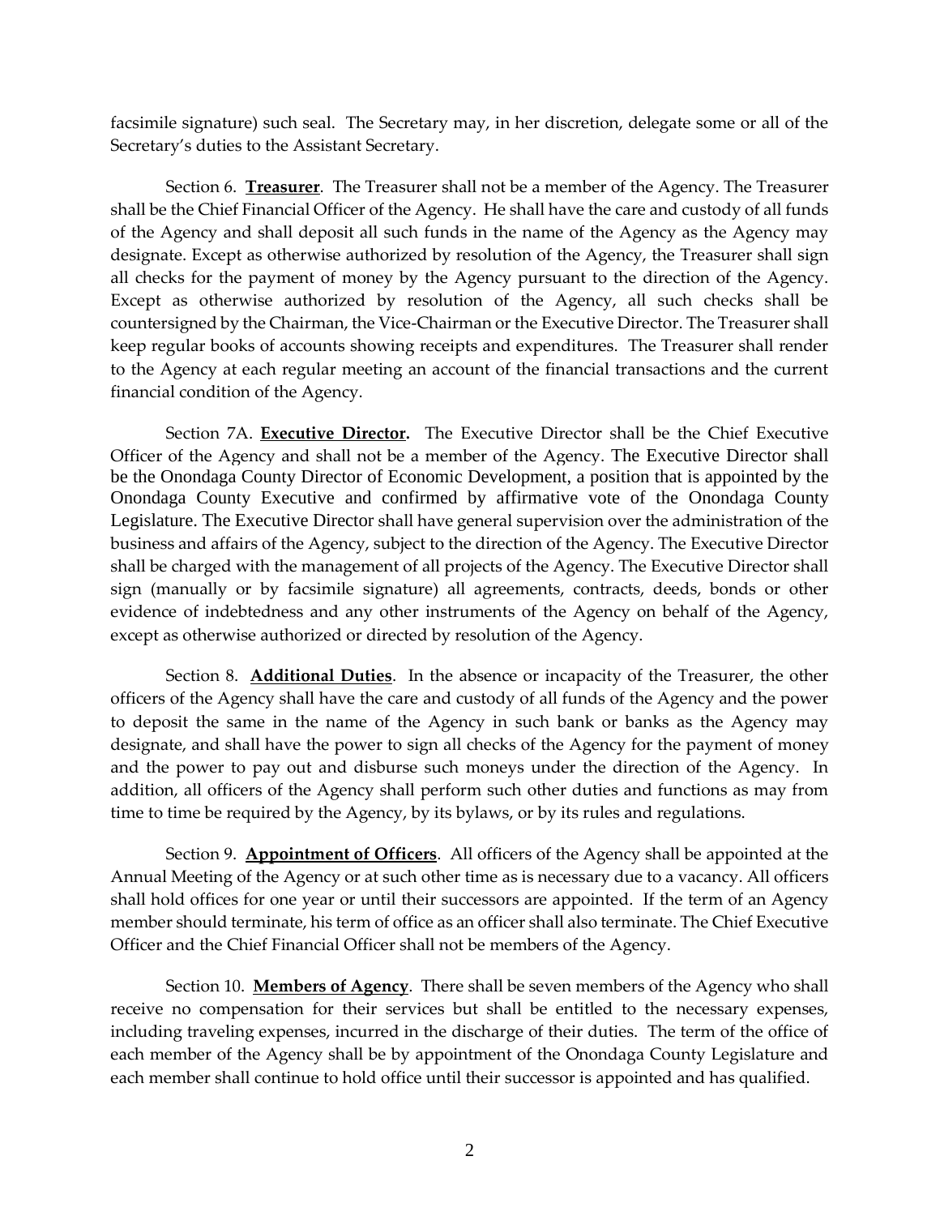facsimile signature) such seal. The Secretary may, in her discretion, delegate some or all of the Secretary's duties to the Assistant Secretary.

Section 6. **Treasurer**. The Treasurer shall not be a member of the Agency. The Treasurer shall be the Chief Financial Officer of the Agency. He shall have the care and custody of all funds of the Agency and shall deposit all such funds in the name of the Agency as the Agency may designate. Except as otherwise authorized by resolution of the Agency, the Treasurer shall sign all checks for the payment of money by the Agency pursuant to the direction of the Agency. Except as otherwise authorized by resolution of the Agency, all such checks shall be countersigned by the Chairman, the Vice-Chairman or the Executive Director. The Treasurer shall keep regular books of accounts showing receipts and expenditures. The Treasurer shall render to the Agency at each regular meeting an account of the financial transactions and the current financial condition of the Agency.

Section 7A. **Executive Director.** The Executive Director shall be the Chief Executive Officer of the Agency and shall not be a member of the Agency. The Executive Director shall be the Onondaga County Director of Economic Development, a position that is appointed by the Onondaga County Executive and confirmed by affirmative vote of the Onondaga County Legislature. The Executive Director shall have general supervision over the administration of the business and affairs of the Agency, subject to the direction of the Agency. The Executive Director shall be charged with the management of all projects of the Agency. The Executive Director shall sign (manually or by facsimile signature) all agreements, contracts, deeds, bonds or other evidence of indebtedness and any other instruments of the Agency on behalf of the Agency, except as otherwise authorized or directed by resolution of the Agency.

Section 8. **Additional Duties**. In the absence or incapacity of the Treasurer, the other officers of the Agency shall have the care and custody of all funds of the Agency and the power to deposit the same in the name of the Agency in such bank or banks as the Agency may designate, and shall have the power to sign all checks of the Agency for the payment of money and the power to pay out and disburse such moneys under the direction of the Agency. In addition, all officers of the Agency shall perform such other duties and functions as may from time to time be required by the Agency, by its bylaws, or by its rules and regulations.

Section 9. **Appointment of Officers**. All officers of the Agency shall be appointed at the Annual Meeting of the Agency or at such other time as is necessary due to a vacancy. All officers shall hold offices for one year or until their successors are appointed. If the term of an Agency member should terminate, his term of office as an officer shall also terminate. The Chief Executive Officer and the Chief Financial Officer shall not be members of the Agency.

Section 10. **Members of Agency**. There shall be seven members of the Agency who shall receive no compensation for their services but shall be entitled to the necessary expenses, including traveling expenses, incurred in the discharge of their duties. The term of the office of each member of the Agency shall be by appointment of the Onondaga County Legislature and each member shall continue to hold office until their successor is appointed and has qualified.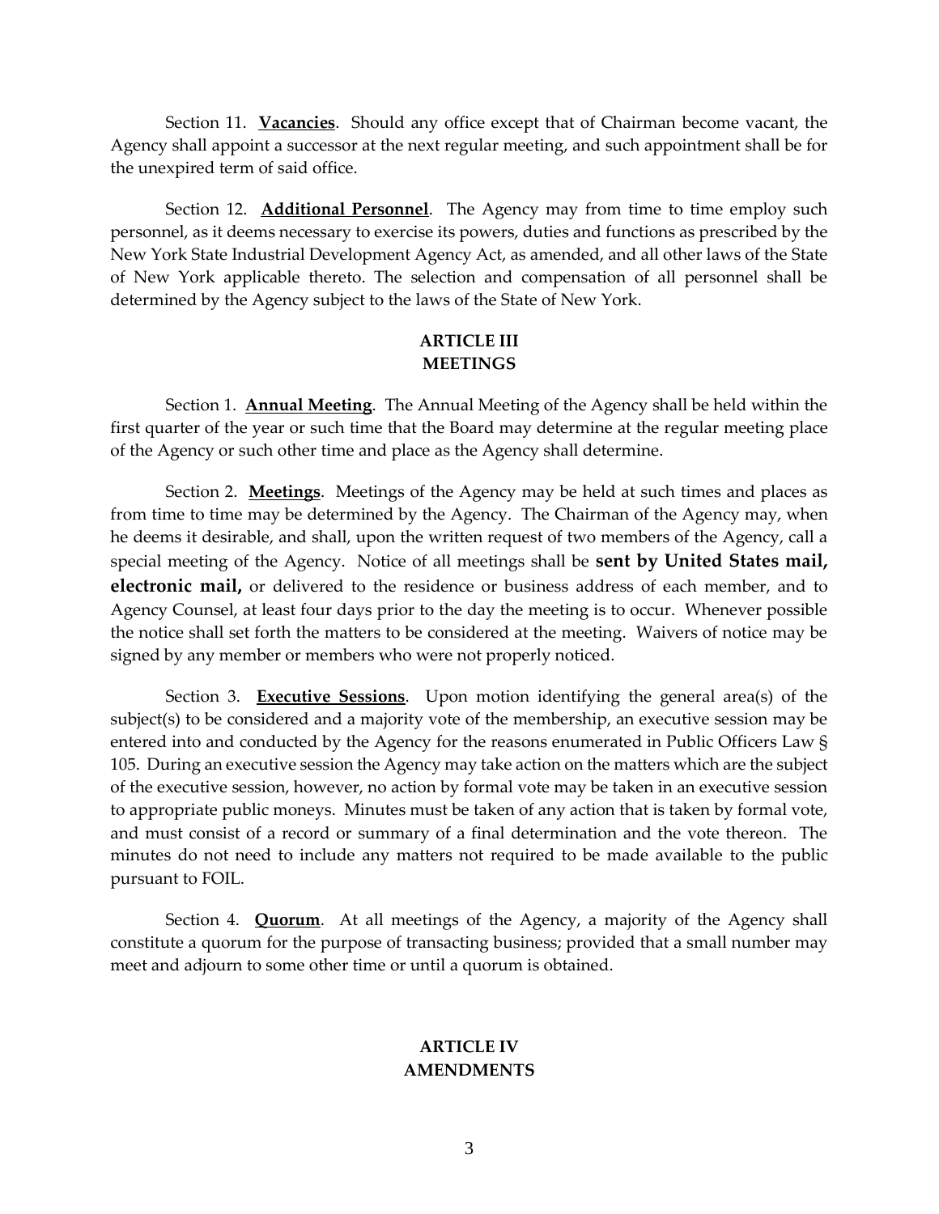Section 11. **Vacancies**. Should any office except that of Chairman become vacant, the Agency shall appoint a successor at the next regular meeting, and such appointment shall be for the unexpired term of said office.

Section 12. **Additional Personnel**. The Agency may from time to time employ such personnel, as it deems necessary to exercise its powers, duties and functions as prescribed by the New York State Industrial Development Agency Act, as amended, and all other laws of the State of New York applicable thereto. The selection and compensation of all personnel shall be determined by the Agency subject to the laws of the State of New York.

## ARTICLE III
## MEETINGS

Section 1. **Annual Meeting**. The Annual Meeting of the Agency shall be held within the first quarter of the year or such time that the Board may determine at the regular meeting place of the Agency or such other time and place as the Agency shall determine.

Section 2. **Meetings**. Meetings of the Agency may be held at such times and places as from time to time may be determined by the Agency. The Chairman of the Agency may, when he deems it desirable, and shall, upon the written request of two members of the Agency, call a special meeting of the Agency. Notice of all meetings shall be **sent by United States mail, electronic mail,** or delivered to the residence or business address of each member, and to Agency Counsel, at least four days prior to the day the meeting is to occur. Whenever possible the notice shall set forth the matters to be considered at the meeting. Waivers of notice may be signed by any member or members who were not properly noticed.

Section 3. **Executive Sessions**. Upon motion identifying the general area(s) of the subject(s) to be considered and a majority vote of the membership, an executive session may be entered into and conducted by the Agency for the reasons enumerated in Public Officers Law § 105. During an executive session the Agency may take action on the matters which are the subject of the executive session, however, no action by formal vote may be taken in an executive session to appropriate public moneys. Minutes must be taken of any action that is taken by formal vote, and must consist of a record or summary of a final determination and the vote thereon. The minutes do not need to include any matters not required to be made available to the public pursuant to FOIL.

Section 4. **Quorum**. At all meetings of the Agency, a majority of the Agency shall constitute a quorum for the purpose of transacting business; provided that a small number may meet and adjourn to some other time or until a quorum is obtained.

## ARTICLE IV
## AMENDMENTS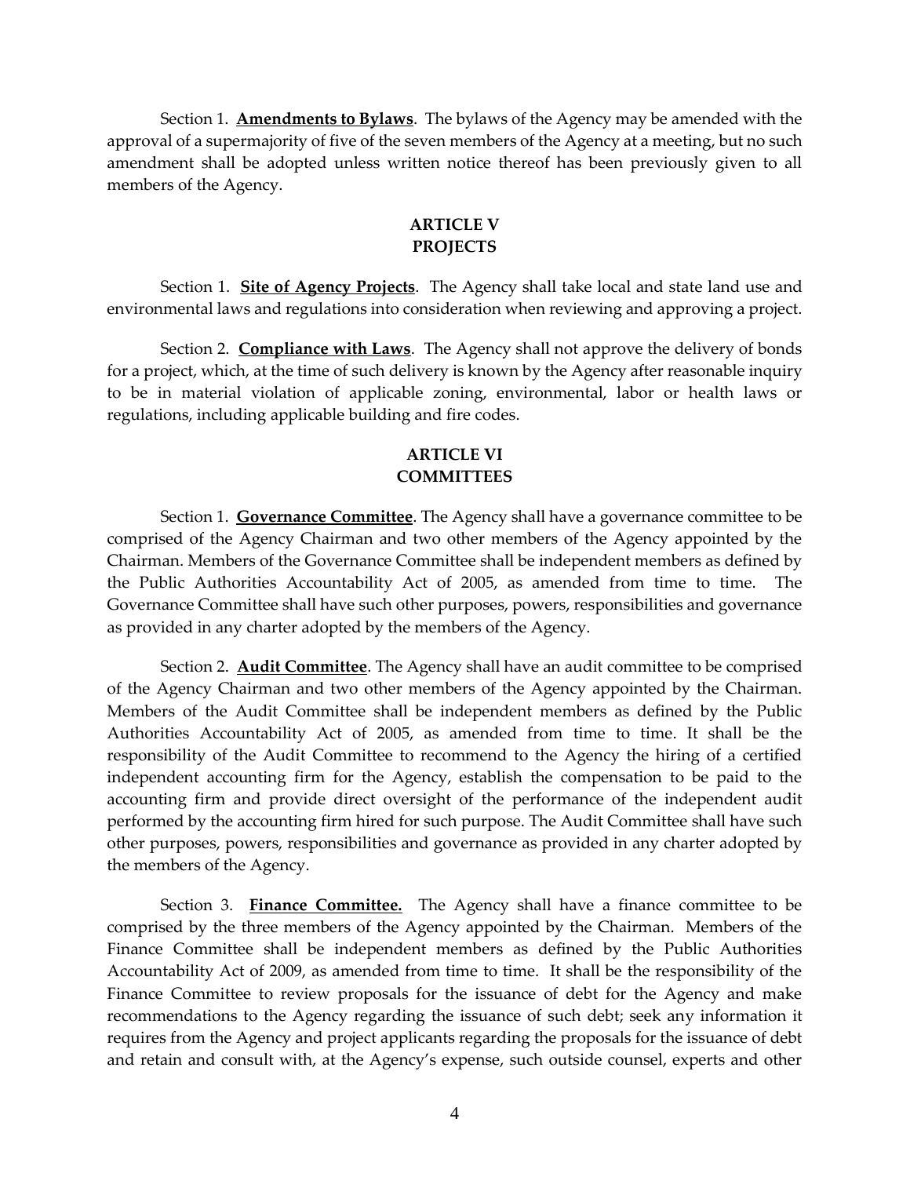Section 1. **Amendments to Bylaws**. The bylaws of the Agency may be amended with the approval of a supermajority of five of the seven members of the Agency at a meeting, but no such amendment shall be adopted unless written notice thereof has been previously given to all members of the Agency.

## ARTICLE V
## PROJECTS

Section 1. **Site of Agency Projects**. The Agency shall take local and state land use and environmental laws and regulations into consideration when reviewing and approving a project.

Section 2. **Compliance with Laws**. The Agency shall not approve the delivery of bonds for a project, which, at the time of such delivery is known by the Agency after reasonable inquiry to be in material violation of applicable zoning, environmental, labor or health laws or regulations, including applicable building and fire codes.

## ARTICLE VI
## COMMITTEES

Section 1. **Governance Committee**. The Agency shall have a governance committee to be comprised of the Agency Chairman and two other members of the Agency appointed by the Chairman. Members of the Governance Committee shall be independent members as defined by the Public Authorities Accountability Act of 2005, as amended from time to time. The Governance Committee shall have such other purposes, powers, responsibilities and governance as provided in any charter adopted by the members of the Agency.

Section 2. **Audit Committee**. The Agency shall have an audit committee to be comprised of the Agency Chairman and two other members of the Agency appointed by the Chairman. Members of the Audit Committee shall be independent members as defined by the Public Authorities Accountability Act of 2005, as amended from time to time. It shall be the responsibility of the Audit Committee to recommend to the Agency the hiring of a certified independent accounting firm for the Agency, establish the compensation to be paid to the accounting firm and provide direct oversight of the performance of the independent audit performed by the accounting firm hired for such purpose. The Audit Committee shall have such other purposes, powers, responsibilities and governance as provided in any charter adopted by the members of the Agency.

Section 3. **Finance Committee.** The Agency shall have a finance committee to be comprised by the three members of the Agency appointed by the Chairman. Members of the Finance Committee shall be independent members as defined by the Public Authorities Accountability Act of 2009, as amended from time to time. It shall be the responsibility of the Finance Committee to review proposals for the issuance of debt for the Agency and make recommendations to the Agency regarding the issuance of such debt; seek any information it requires from the Agency and project applicants regarding the proposals for the issuance of debt and retain and consult with, at the Agency's expense, such outside counsel, experts and other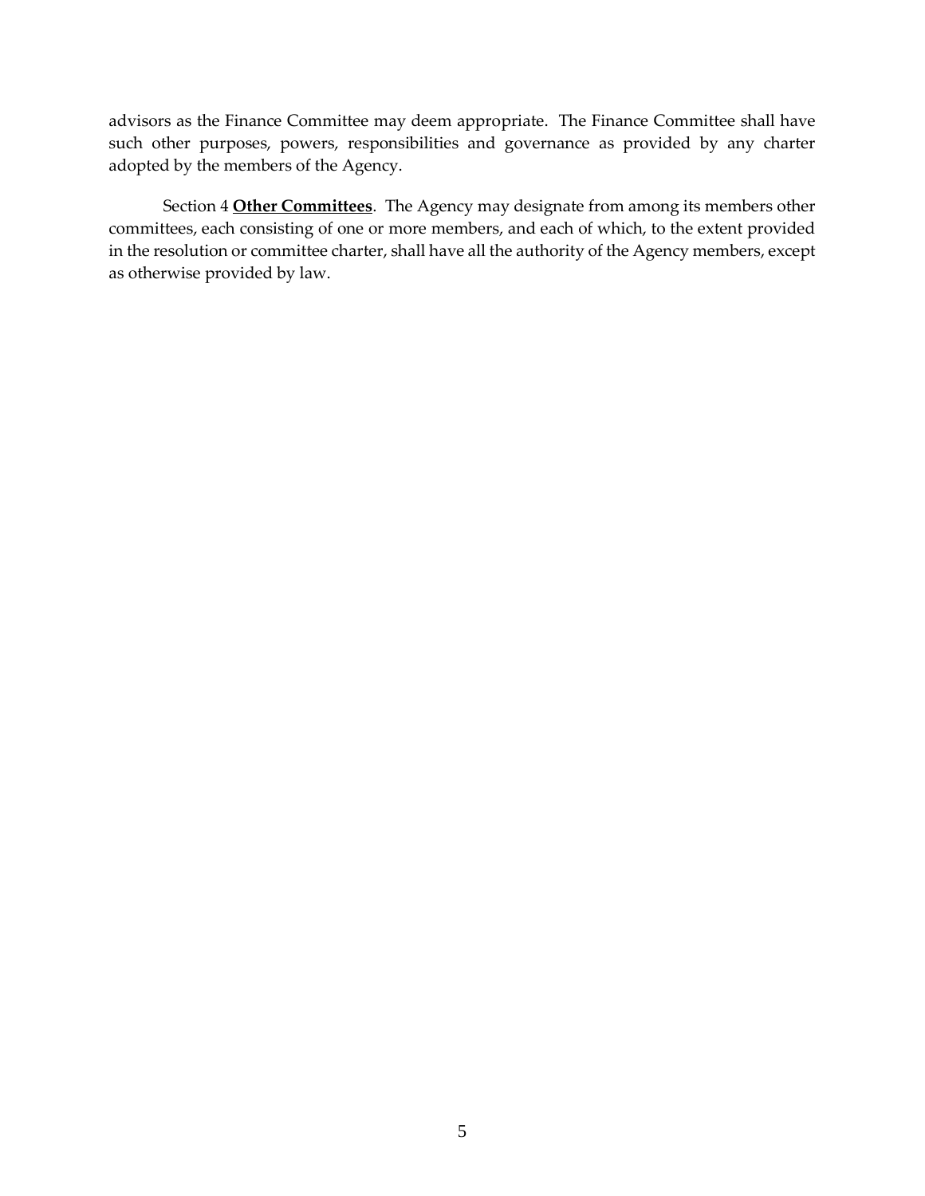advisors as the Finance Committee may deem appropriate. The Finance Committee shall have such other purposes, powers, responsibilities and governance as provided by any charter adopted by the members of the Agency.

Section 4 **Other Committees**. The Agency may designate from among its members other committees, each consisting of one or more members, and each of which, to the extent provided in the resolution or committee charter, shall have all the authority of the Agency members, except as otherwise provided by law.